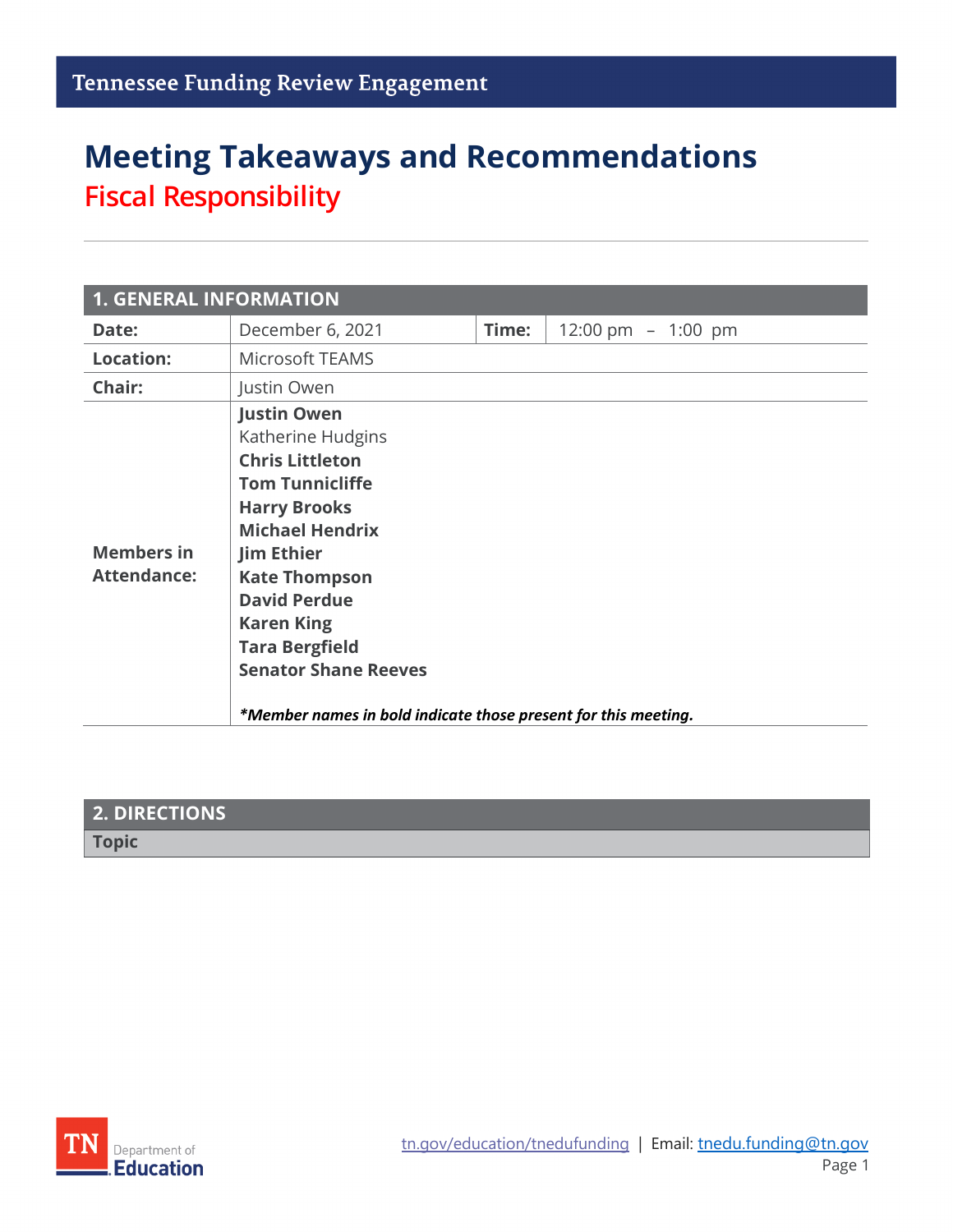Tennessee Funding Review Engagement

# Meeting Takeaways and Recommendations

## Fiscal Responsibility

| 1. GENERAL INFORMATION | | | |
|---|---|---|---|
| **Date:** | December 6, 2021 | **Time:** | 12:00 pm – 1:00 pm |
| **Location:** | Microsoft TEAMS | | |
| **Chair:** | Justin Owen | | |
| **Members in Attendance:** | **Justin Owen**<br>Katherine Hudgins<br>**Chris Littleton**<br>**Tom Tunnicliffe**<br>**Harry Brooks**<br>**Michael Hendrix**<br>**Jim Ethier**<br>**Kate Thompson**<br>**David Perdue**<br>**Karen King**<br>**Tara Bergfield**<br>**Senator Shane Reeves**<br><br>***Member names in bold indicate those present for this meeting.*** | | |

| 2. DIRECTIONS |
|---|
| **Topic** |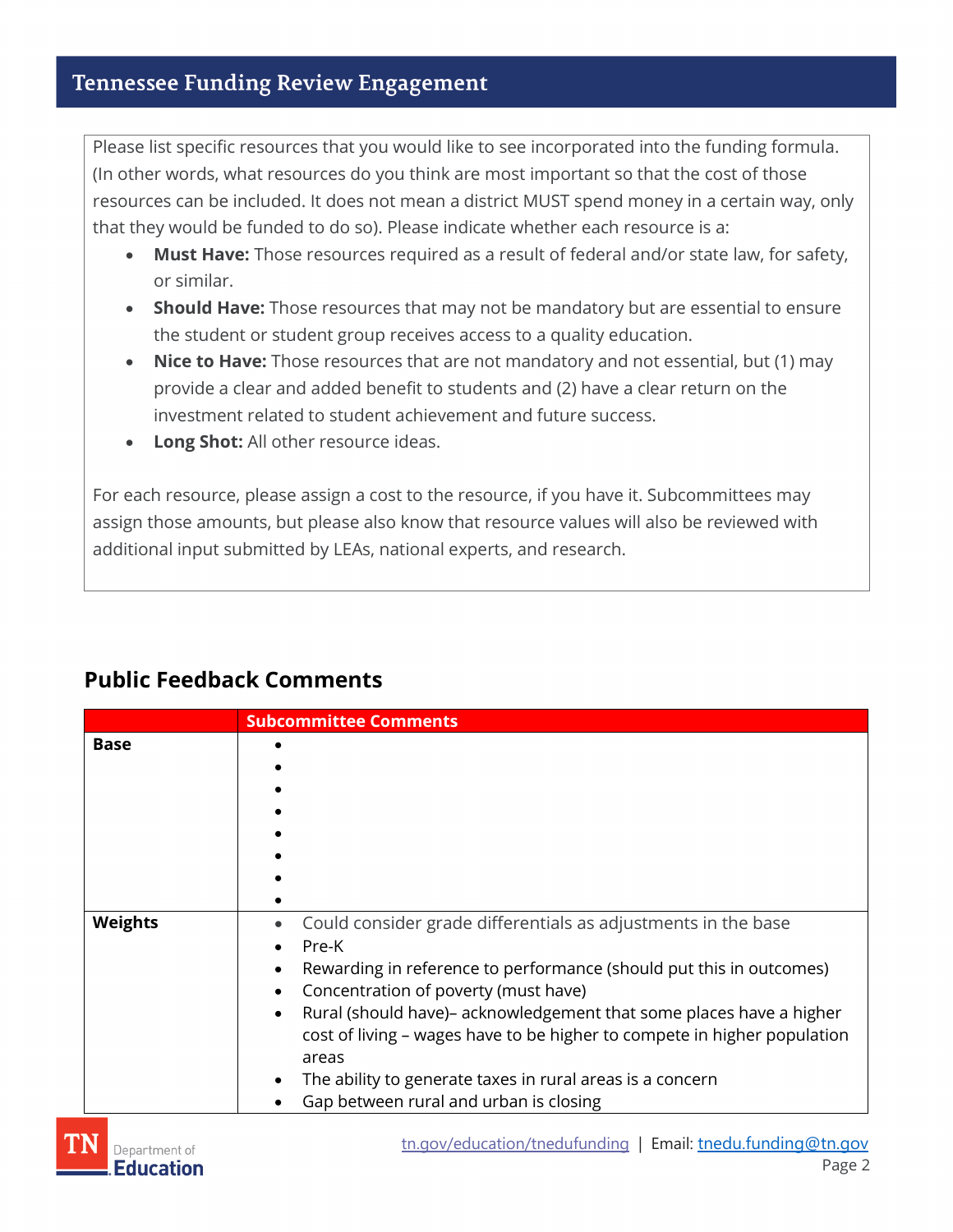Please list specific resources that you would like to see incorporated into the funding formula. (In other words, what resources do you think are most important so that the cost of those resources can be included. It does not mean a district MUST spend money in a certain way, only that they would be funded to do so). Please indicate whether each resource is a:

- **Must Have:** Those resources required as a result of federal and/or state law, for safety, or similar.
- **Should Have:** Those resources that may not be mandatory but are essential to ensure the student or student group receives access to a quality education.
- **Nice to Have:** Those resources that are not mandatory and not essential, but (1) may provide a clear and added benefit to students and (2) have a clear return on the investment related to student achievement and future success.
- **Long Shot:** All other resource ideas.

For each resource, please assign a cost to the resource, if you have it. Subcommittees may assign those amounts, but please also know that resource values will also be reviewed with additional input submitted by LEAs, national experts, and research.

## Public Feedback Comments

| | Subcommittee Comments |
|---|---|
| **Base** | • <br>• <br>• <br>• <br>• <br>• <br>• <br>• |
| **Weights** | • Could consider grade differentials as adjustments in the base<br>• Pre-K<br>• Rewarding in reference to performance (should put this in outcomes)<br>• Concentration of poverty (must have)<br>• Rural (should have)– acknowledgement that some places have a higher cost of living – wages have to be higher to compete in higher population areas<br>• The ability to generate taxes in rural areas is a concern<br>• Gap between rural and urban is closing |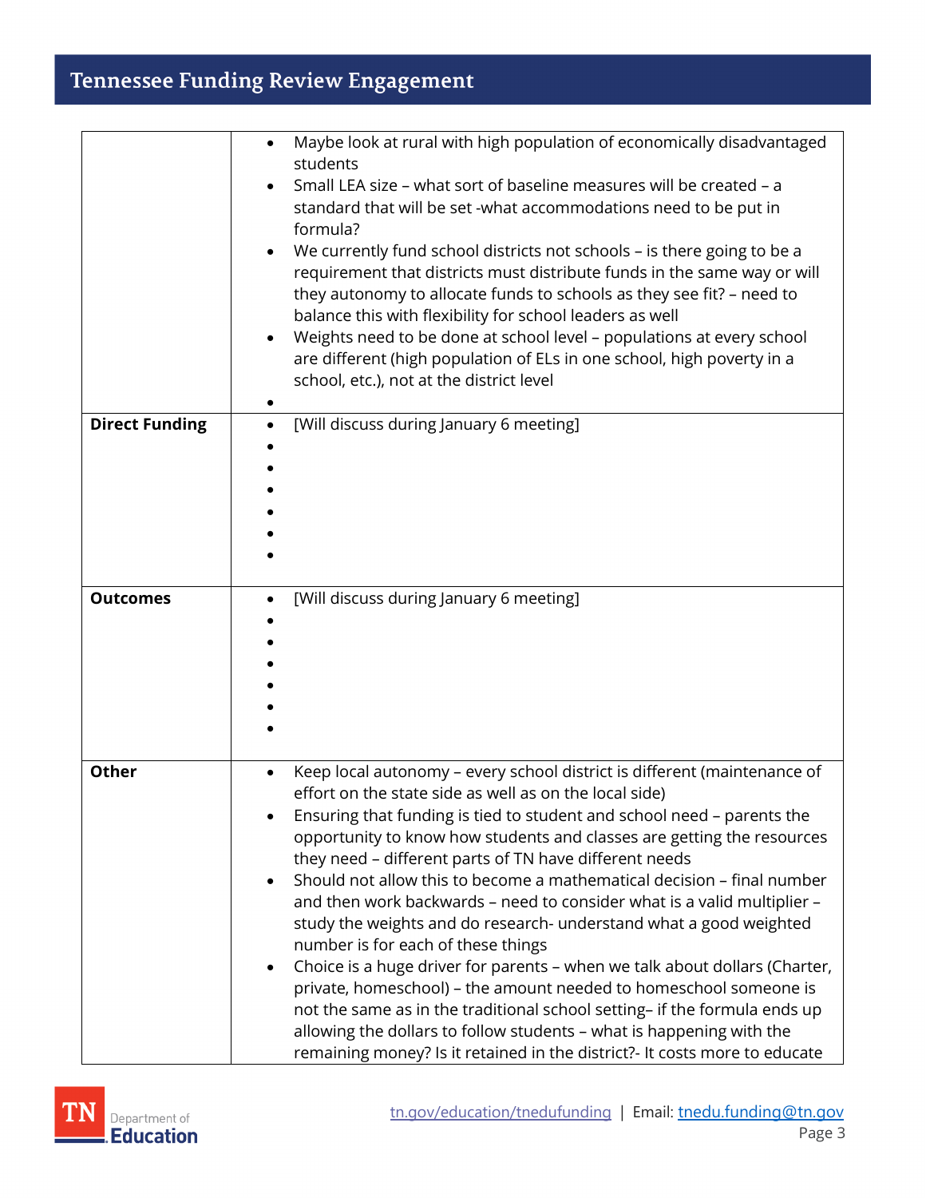| | |
|---|---|
| | • Maybe look at rural with high population of economically disadvantaged students<br>• Small LEA size – what sort of baseline measures will be created – a standard that will be set -what accommodations need to be put in formula?<br>• We currently fund school districts not schools – is there going to be a requirement that districts must distribute funds in the same way or will they autonomy to allocate funds to schools as they see fit? – need to balance this with flexibility for school leaders as well<br>• Weights need to be done at school level – populations at every school are different (high population of ELs in one school, high poverty in a school, etc.), not at the district level<br>• |
| **Direct Funding** | • [Will discuss during January 6 meeting]<br>•<br>•<br>•<br>•<br>•<br>• |
| **Outcomes** | • [Will discuss during January 6 meeting]<br>•<br>•<br>•<br>•<br>•<br>• |
| **Other** | • Keep local autonomy – every school district is different (maintenance of effort on the state side as well as on the local side)<br>• Ensuring that funding is tied to student and school need – parents the opportunity to know how students and classes are getting the resources they need – different parts of TN have different needs<br>• Should not allow this to become a mathematical decision – final number and then work backwards – need to consider what is a valid multiplier – study the weights and do research- understand what a good weighted number is for each of these things<br>• Choice is a huge driver for parents – when we talk about dollars (Charter, private, homeschool) – the amount needed to homeschool someone is not the same as in the traditional school setting– if the formula ends up allowing the dollars to follow students – what is happening with the remaining money? Is it retained in the district?- It costs more to educate |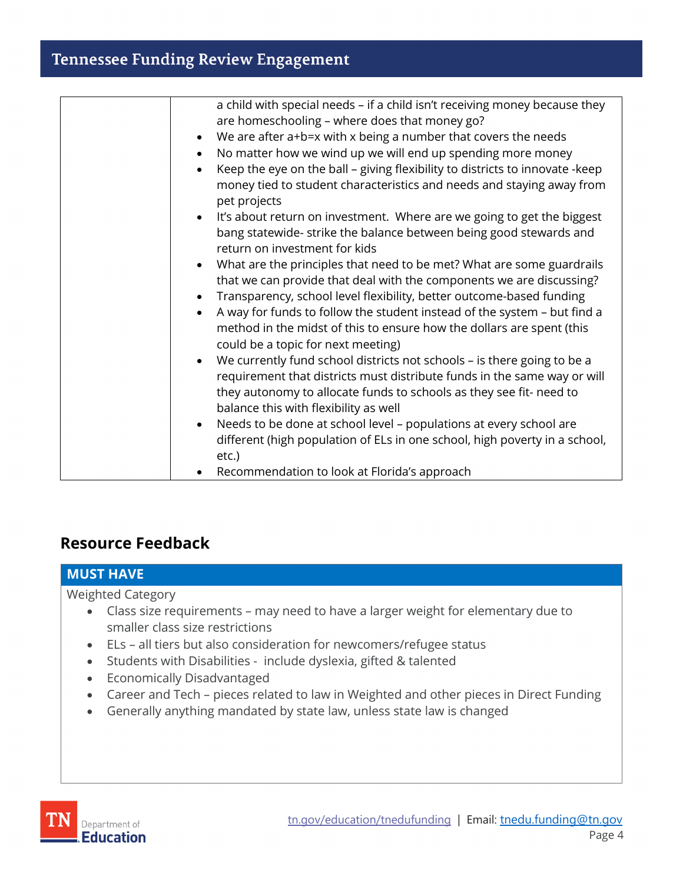| | |
|---|---|
| | a child with special needs – if a child isn't receiving money because they are homeschooling – where does that money go?<br>• We are after a+b=x with x being a number that covers the needs<br>• No matter how we wind up we will end up spending more money<br>• Keep the eye on the ball – giving flexibility to districts to innovate -keep money tied to student characteristics and needs and staying away from pet projects<br>• It's about return on investment. Where are we going to get the biggest bang statewide- strike the balance between being good stewards and return on investment for kids<br>• What are the principles that need to be met? What are some guardrails that we can provide that deal with the components we are discussing?<br>• Transparency, school level flexibility, better outcome-based funding<br>• A way for funds to follow the student instead of the system – but find a method in the midst of this to ensure how the dollars are spent (this could be a topic for next meeting)<br>• We currently fund school districts not schools – is there going to be a requirement that districts must distribute funds in the same way or will they autonomy to allocate funds to schools as they see fit- need to balance this with flexibility as well<br>• Needs to be done at school level – populations at every school are different (high population of ELs in one school, high poverty in a school, etc.)<br>• Recommendation to look at Florida's approach |

## Resource Feedback

**MUST HAVE**

Weighted Category

- Class size requirements – may need to have a larger weight for elementary due to smaller class size restrictions
- ELs – all tiers but also consideration for newcomers/refugee status
- Students with Disabilities - include dyslexia, gifted & talented
- Economically Disadvantaged
- Career and Tech – pieces related to law in Weighted and other pieces in Direct Funding
- Generally anything mandated by state law, unless state law is changed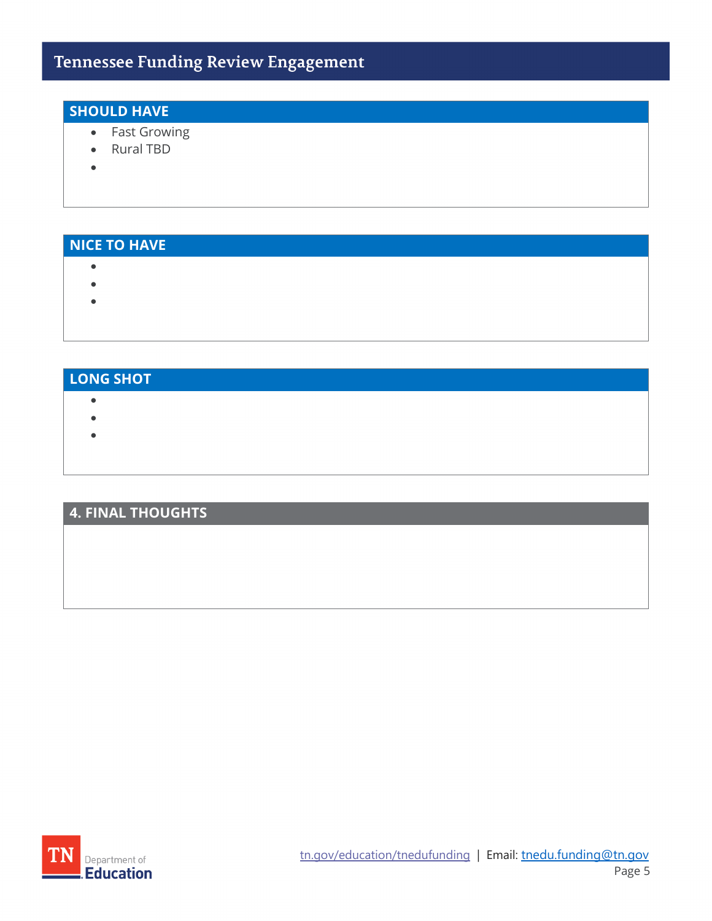## SHOULD HAVE

- Fast Growing
- Rural TBD

## NICE TO HAVE

## LONG SHOT

## 4. FINAL THOUGHTS